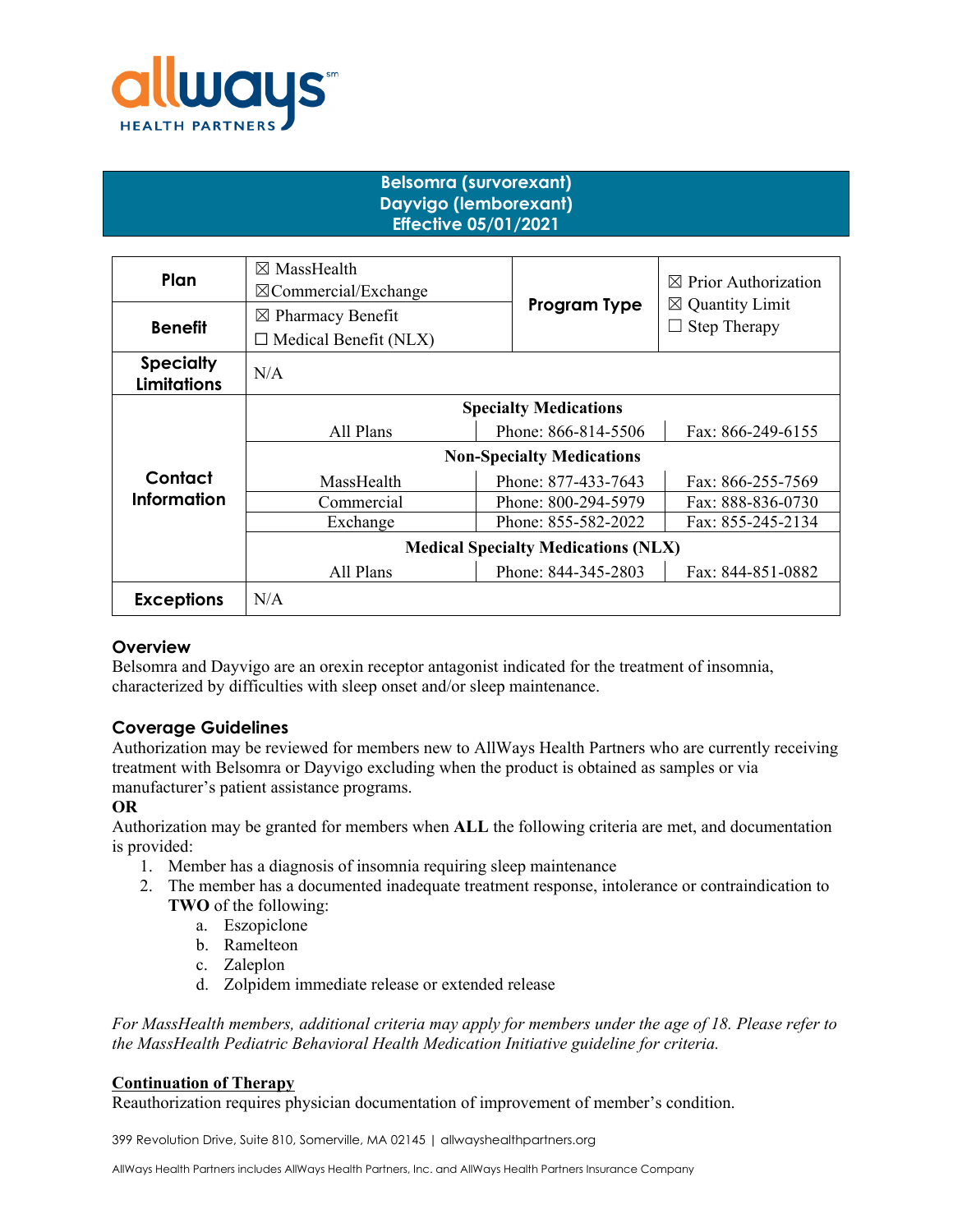# Belsomra (survorexant)
# Dayvigo (lemborexant)
# Effective 05/01/2021

| | | | |
|---|---|---|---|
| **Plan** | ☒ MassHealth<br>☒Commercial/Exchange | **Program Type** | ☒ Prior Authorization<br>☒ Quantity Limit<br>☐ Step Therapy |
| **Benefit** | ☒ Pharmacy Benefit<br>☐ Medical Benefit (NLX) | | |
| **Specialty Limitations** | N/A | | |
| **Contact Information** | **Specialty Medications** | | |
| | All Plans | Phone: 866-814-5506 | Fax: 866-249-6155 |
| | **Non-Specialty Medications** | | |
| | MassHealth | Phone: 877-433-7643 | Fax: 866-255-7569 |
| | Commercial | Phone: 800-294-5979 | Fax: 888-836-0730 |
| | Exchange | Phone: 855-582-2022 | Fax: 855-245-2134 |
| | **Medical Specialty Medications (NLX)** | | |
| | All Plans | Phone: 844-345-2803 | Fax: 844-851-0882 |
| **Exceptions** | N/A | | |

## Overview

Belsomra and Dayvigo are an orexin receptor antagonist indicated for the treatment of insomnia, characterized by difficulties with sleep onset and/or sleep maintenance.

## Coverage Guidelines

Authorization may be reviewed for members new to AllWays Health Partners who are currently receiving treatment with Belsomra or Dayvigo excluding when the product is obtained as samples or via manufacturer's patient assistance programs.

**OR**

Authorization may be granted for members when **ALL** the following criteria are met, and documentation is provided:

1. Member has a diagnosis of insomnia requiring sleep maintenance
2. The member has a documented inadequate treatment response, intolerance or contraindication to **TWO** of the following:
   a. Eszopiclone
   b. Ramelteon
   c. Zaleplon
   d. Zolpidem immediate release or extended release

*For MassHealth members, additional criteria may apply for members under the age of 18. Please refer to the MassHealth Pediatric Behavioral Health Medication Initiative guideline for criteria.*

## Continuation of Therapy

Reauthorization requires physician documentation of improvement of member's condition.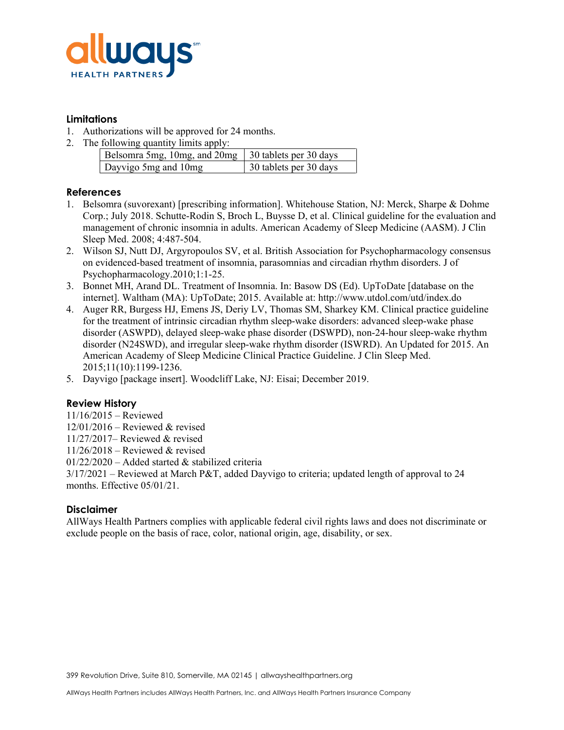### Limitations

1. Authorizations will be approved for 24 months.
2. The following quantity limits apply:

| | |
|---|---|
| Belsomra 5mg, 10mg, and 20mg | 30 tablets per 30 days |
| Dayvigo 5mg and 10mg | 30 tablets per 30 days |

### References

1. Belsomra (suvorexant) [prescribing information]. Whitehouse Station, NJ: Merck, Sharpe & Dohme Corp.; July 2018. Schutte-Rodin S, Broch L, Buysse D, et al. Clinical guideline for the evaluation and management of chronic insomnia in adults. American Academy of Sleep Medicine (AASM). J Clin Sleep Med. 2008; 4:487-504.
2. Wilson SJ, Nutt DJ, Argyropoulos SV, et al. British Association for Psychopharmacology consensus on evidenced-based treatment of insomnia, parasomnias and circadian rhythm disorders. J of Psychopharmacology.2010;1:1-25.
3. Bonnet MH, Arand DL. Treatment of Insomnia. In: Basow DS (Ed). UpToDate [database on the internet]. Waltham (MA): UpToDate; 2015. Available at: http://www.utdol.com/utd/index.do
4. Auger RR, Burgess HJ, Emens JS, Deriy LV, Thomas SM, Sharkey KM. Clinical practice guideline for the treatment of intrinsic circadian rhythm sleep-wake disorders: advanced sleep-wake phase disorder (ASWPD), delayed sleep-wake phase disorder (DSWPD), non-24-hour sleep-wake rhythm disorder (N24SWD), and irregular sleep-wake rhythm disorder (ISWRD). An Updated for 2015. An American Academy of Sleep Medicine Clinical Practice Guideline. J Clin Sleep Med. 2015;11(10):1199-1236.
5. Dayvigo [package insert]. Woodcliff Lake, NJ: Eisai; December 2019.

### Review History

11/16/2015 – Reviewed
12/01/2016 – Reviewed & revised
11/27/2017– Reviewed & revised
11/26/2018 – Reviewed & revised
01/22/2020 – Added started & stabilized criteria
3/17/2021 – Reviewed at March P&T, added Dayvigo to criteria; updated length of approval to 24 months. Effective 05/01/21.

### Disclaimer

AllWays Health Partners complies with applicable federal civil rights laws and does not discriminate or exclude people on the basis of race, color, national origin, age, disability, or sex.

399 Revolution Drive, Suite 810, Somerville, MA 02145 | allwayshealthpartners.org

AllWays Health Partners includes AllWays Health Partners, Inc. and AllWays Health Partners Insurance Company